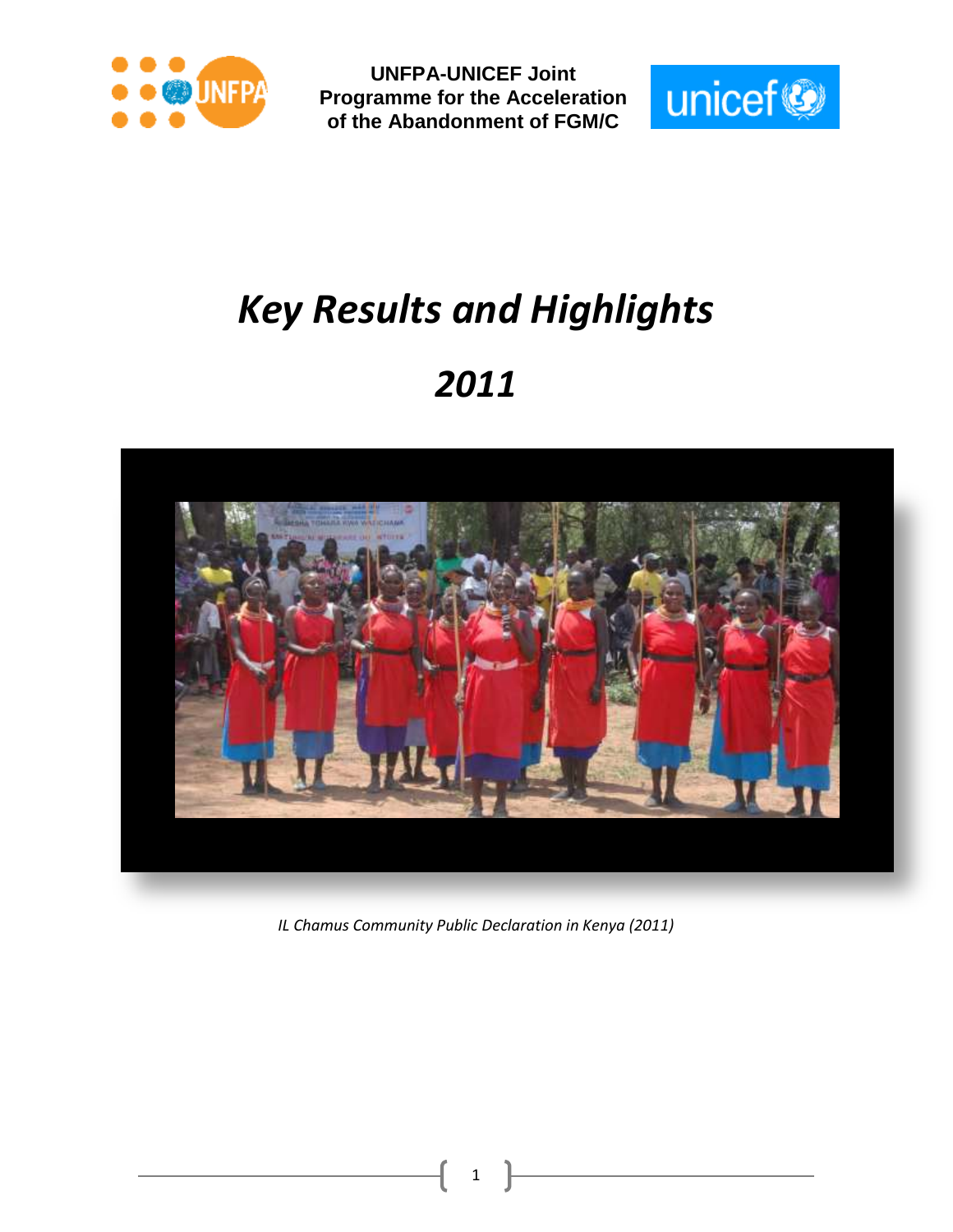UNFPA-UNICEF Joint Programme for the Acceleration of the Abandonment of FGM/C

# *Key Results and Highlights*

# *2011*

*IL Chamus Community Public Declaration in Kenya (2011)*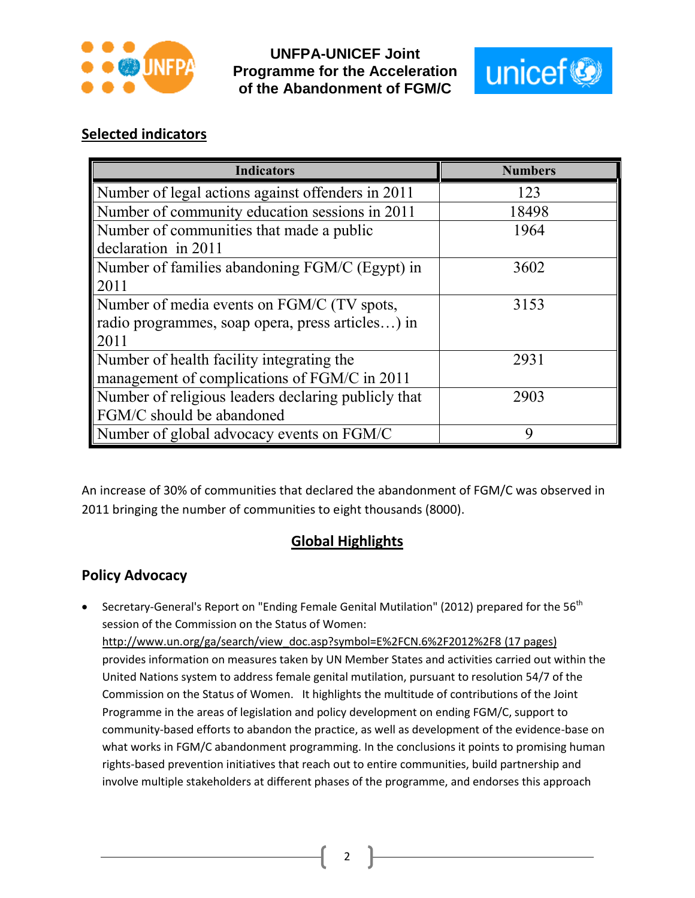## Selected indicators

| Indicators | Numbers |
|---|---|
| Number of legal actions against offenders in 2011 | 123 |
| Number of community education sessions in 2011 | 18498 |
| Number of communities that made a public declaration in 2011 | 1964 |
| Number of families abandoning FGM/C (Egypt) in 2011 | 3602 |
| Number of media events on FGM/C (TV spots, radio programmes, soap opera, press articles…) in 2011 | 3153 |
| Number of health facility integrating the management of complications of FGM/C in 2011 | 2931 |
| Number of religious leaders declaring publicly that FGM/C should be abandoned | 2903 |
| Number of global advocacy events on FGM/C | 9 |

An increase of 30% of communities that declared the abandonment of FGM/C was observed in 2011 bringing the number of communities to eight thousands (8000).

## Global Highlights

### Policy Advocacy

- Secretary-General's Report on "Ending Female Genital Mutilation" (2012) prepared for the 56th session of the Commission on the Status of Women: http://www.un.org/ga/search/view_doc.asp?symbol=E%2FCN.6%2F2012%2F8 (17 pages) provides information on measures taken by UN Member States and activities carried out within the United Nations system to address female genital mutilation, pursuant to resolution 54/7 of the Commission on the Status of Women. It highlights the multitude of contributions of the Joint Programme in the areas of legislation and policy development on ending FGM/C, support to community-based efforts to abandon the practice, as well as development of the evidence-base on what works in FGM/C abandonment programming. In the conclusions it points to promising human rights-based prevention initiatives that reach out to entire communities, build partnership and involve multiple stakeholders at different phases of the programme, and endorses this approach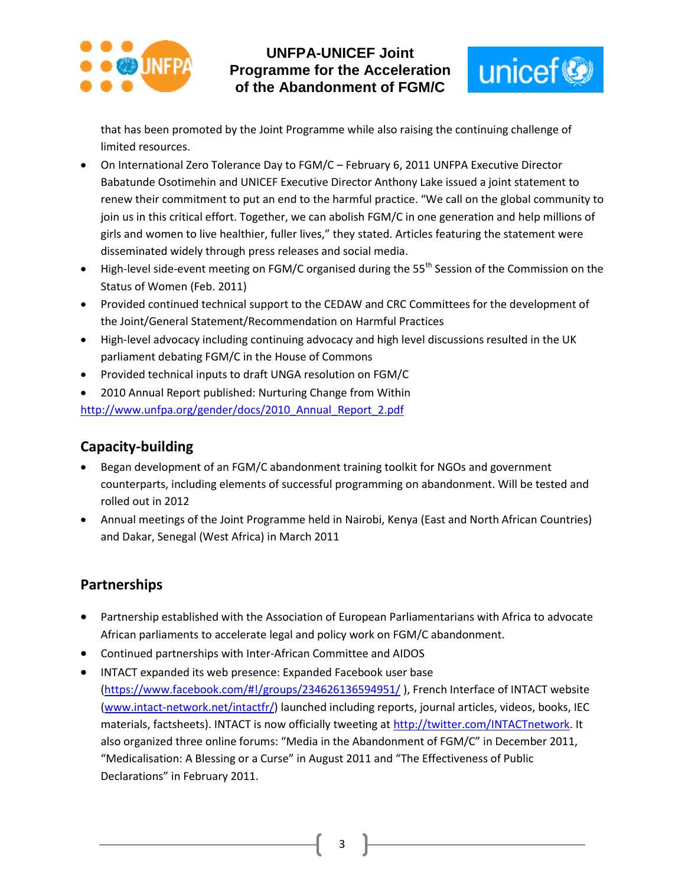that has been promoted by the Joint Programme while also raising the continuing challenge of limited resources.

- On International Zero Tolerance Day to FGM/C – February 6, 2011 UNFPA Executive Director Babatunde Osotimehin and UNICEF Executive Director Anthony Lake issued a joint statement to renew their commitment to put an end to the harmful practice. "We call on the global community to join us in this critical effort. Together, we can abolish FGM/C in one generation and help millions of girls and women to live healthier, fuller lives," they stated. Articles featuring the statement were disseminated widely through press releases and social media.
- High-level side-event meeting on FGM/C organised during the 55th Session of the Commission on the Status of Women (Feb. 2011)
- Provided continued technical support to the CEDAW and CRC Committees for the development of the Joint/General Statement/Recommendation on Harmful Practices
- High-level advocacy including continuing advocacy and high level discussions resulted in the UK parliament debating FGM/C in the House of Commons
- Provided technical inputs to draft UNGA resolution on FGM/C
- 2010 Annual Report published: Nurturing Change from Within

http://www.unfpa.org/gender/docs/2010_Annual_Report_2.pdf

## Capacity-building

- Began development of an FGM/C abandonment training toolkit for NGOs and government counterparts, including elements of successful programming on abandonment. Will be tested and rolled out in 2012
- Annual meetings of the Joint Programme held in Nairobi, Kenya (East and North African Countries) and Dakar, Senegal (West Africa) in March 2011

## Partnerships

- Partnership established with the Association of European Parliamentarians with Africa to advocate African parliaments to accelerate legal and policy work on FGM/C abandonment.
- Continued partnerships with Inter-African Committee and AIDOS
- INTACT expanded its web presence: Expanded Facebook user base (https://www.facebook.com/#!/groups/234626136594951/ ), French Interface of INTACT website (www.intact-network.net/intactfr/) launched including reports, journal articles, videos, books, IEC materials, factsheets). INTACT is now officially tweeting at http://twitter.com/INTACTnetwork. It also organized three online forums: "Media in the Abandonment of FGM/C" in December 2011, "Medicalisation: A Blessing or a Curse" in August 2011 and "The Effectiveness of Public Declarations" in February 2011.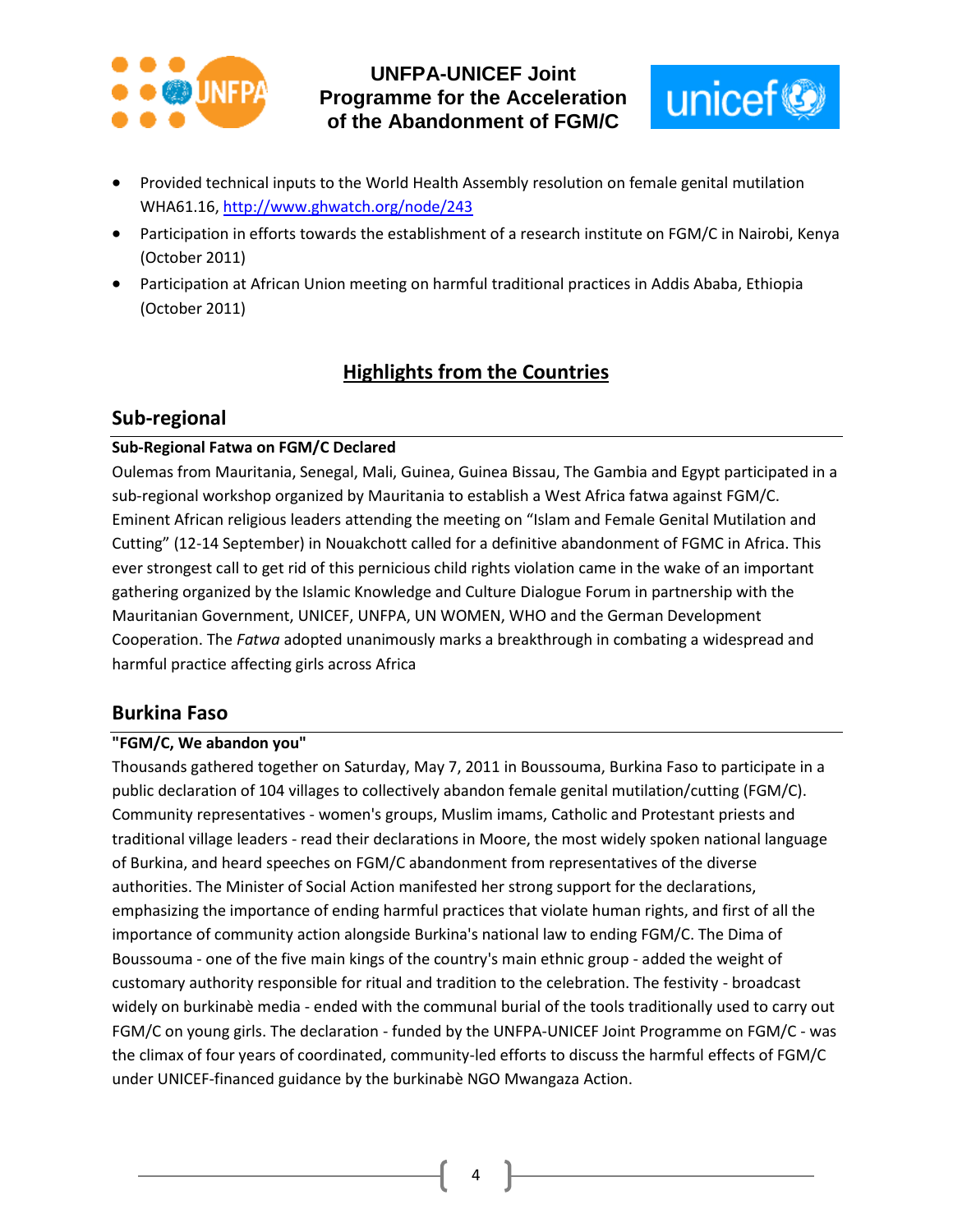- Provided technical inputs to the World Health Assembly resolution on female genital mutilation WHA61.16, http://www.ghwatch.org/node/243
- Participation in efforts towards the establishment of a research institute on FGM/C in Nairobi, Kenya (October 2011)
- Participation at African Union meeting on harmful traditional practices in Addis Ababa, Ethiopia (October 2011)

# Highlights from the Countries

## Sub-regional

**Sub-Regional Fatwa on FGM/C Declared**

Oulemas from Mauritania, Senegal, Mali, Guinea, Guinea Bissau, The Gambia and Egypt participated in a sub-regional workshop organized by Mauritania to establish a West Africa fatwa against FGM/C. Eminent African religious leaders attending the meeting on "Islam and Female Genital Mutilation and Cutting" (12-14 September) in Nouakchott called for a definitive abandonment of FGMC in Africa. This ever strongest call to get rid of this pernicious child rights violation came in the wake of an important gathering organized by the Islamic Knowledge and Culture Dialogue Forum in partnership with the Mauritanian Government, UNICEF, UNFPA, UN WOMEN, WHO and the German Development Cooperation. The *Fatwa* adopted unanimously marks a breakthrough in combating a widespread and harmful practice affecting girls across Africa

## Burkina Faso

**"FGM/C, We abandon you"**

Thousands gathered together on Saturday, May 7, 2011 in Boussouma, Burkina Faso to participate in a public declaration of 104 villages to collectively abandon female genital mutilation/cutting (FGM/C). Community representatives - women's groups, Muslim imams, Catholic and Protestant priests and traditional village leaders - read their declarations in Moore, the most widely spoken national language of Burkina, and heard speeches on FGM/C abandonment from representatives of the diverse authorities. The Minister of Social Action manifested her strong support for the declarations, emphasizing the importance of ending harmful practices that violate human rights, and first of all the importance of community action alongside Burkina's national law to ending FGM/C. The Dima of Boussouma - one of the five main kings of the country's main ethnic group - added the weight of customary authority responsible for ritual and tradition to the celebration. The festivity - broadcast widely on burkinabè media - ended with the communal burial of the tools traditionally used to carry out FGM/C on young girls. The declaration - funded by the UNFPA-UNICEF Joint Programme on FGM/C - was the climax of four years of coordinated, community-led efforts to discuss the harmful effects of FGM/C under UNICEF-financed guidance by the burkinabè NGO Mwangaza Action.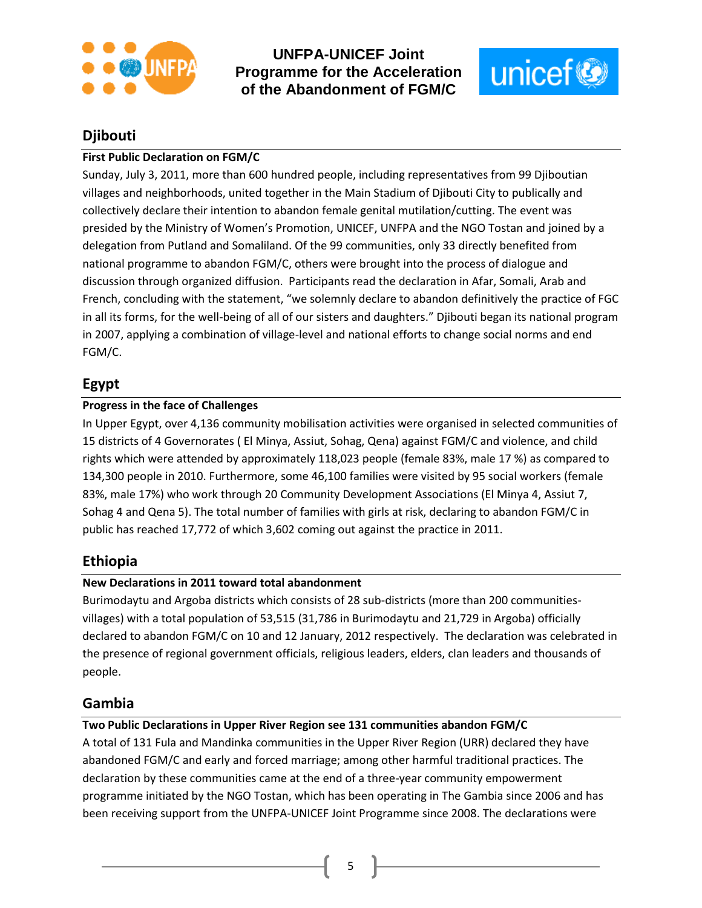## Djibouti

**First Public Declaration on FGM/C**

Sunday, July 3, 2011, more than 600 hundred people, including representatives from 99 Djiboutian villages and neighborhoods, united together in the Main Stadium of Djibouti City to publically and collectively declare their intention to abandon female genital mutilation/cutting. The event was presided by the Ministry of Women's Promotion, UNICEF, UNFPA and the NGO Tostan and joined by a delegation from Putland and Somaliland. Of the 99 communities, only 33 directly benefited from national programme to abandon FGM/C, others were brought into the process of dialogue and discussion through organized diffusion. Participants read the declaration in Afar, Somali, Arab and French, concluding with the statement, "we solemnly declare to abandon definitively the practice of FGC in all its forms, for the well-being of all of our sisters and daughters." Djibouti began its national program in 2007, applying a combination of village-level and national efforts to change social norms and end FGM/C.

## Egypt

**Progress in the face of Challenges**

In Upper Egypt, over 4,136 community mobilisation activities were organised in selected communities of 15 districts of 4 Governorates ( El Minya, Assiut, Sohag, Qena) against FGM/C and violence, and child rights which were attended by approximately 118,023 people (female 83%, male 17 %) as compared to 134,300 people in 2010. Furthermore, some 46,100 families were visited by 95 social workers (female 83%, male 17%) who work through 20 Community Development Associations (El Minya 4, Assiut 7, Sohag 4 and Qena 5). The total number of families with girls at risk, declaring to abandon FGM/C in public has reached 17,772 of which 3,602 coming out against the practice in 2011.

## Ethiopia

**New Declarations in 2011 toward total abandonment**

Burimodaytu and Argoba districts which consists of 28 sub-districts (more than 200 communities-villages) with a total population of 53,515 (31,786 in Burimodaytu and 21,729 in Argoba) officially declared to abandon FGM/C on 10 and 12 January, 2012 respectively. The declaration was celebrated in the presence of regional government officials, religious leaders, elders, clan leaders and thousands of people.

## Gambia

**Two Public Declarations in Upper River Region see 131 communities abandon FGM/C**

A total of 131 Fula and Mandinka communities in the Upper River Region (URR) declared they have abandoned FGM/C and early and forced marriage; among other harmful traditional practices. The declaration by these communities came at the end of a three-year community empowerment programme initiated by the NGO Tostan, which has been operating in The Gambia since 2006 and has been receiving support from the UNFPA-UNICEF Joint Programme since 2008. The declarations were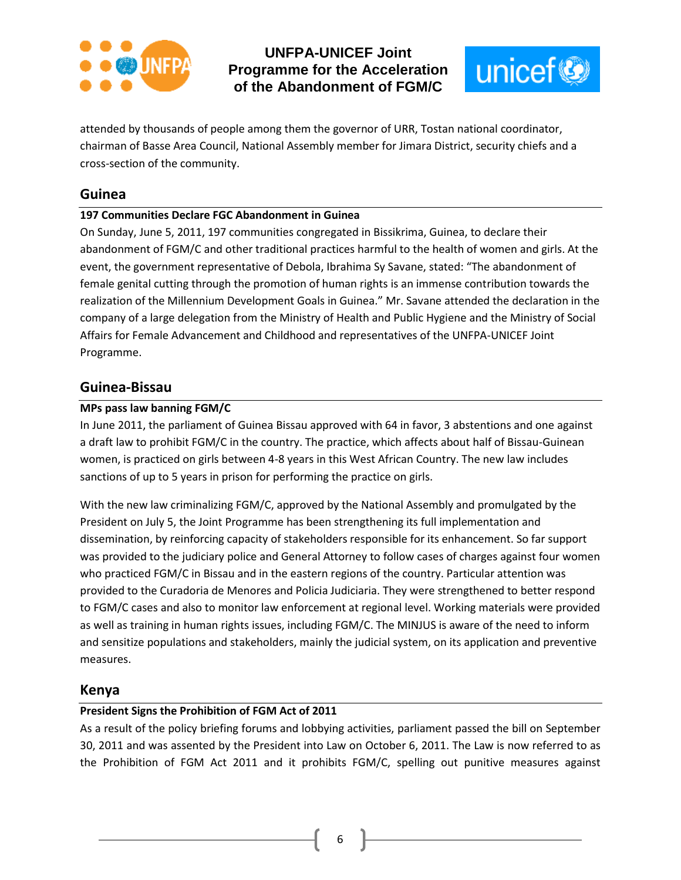attended by thousands of people among them the governor of URR, Tostan national coordinator, chairman of Basse Area Council, National Assembly member for Jimara District, security chiefs and a cross-section of the community.

## Guinea

### 197 Communities Declare FGC Abandonment in Guinea

On Sunday, June 5, 2011, 197 communities congregated in Bissikrima, Guinea, to declare their abandonment of FGM/C and other traditional practices harmful to the health of women and girls. At the event, the government representative of Debola, Ibrahima Sy Savane, stated: "The abandonment of female genital cutting through the promotion of human rights is an immense contribution towards the realization of the Millennium Development Goals in Guinea." Mr. Savane attended the declaration in the company of a large delegation from the Ministry of Health and Public Hygiene and the Ministry of Social Affairs for Female Advancement and Childhood and representatives of the UNFPA-UNICEF Joint Programme.

## Guinea-Bissau

### MPs pass law banning FGM/C

In June 2011, the parliament of Guinea Bissau approved with 64 in favor, 3 abstentions and one against a draft law to prohibit FGM/C in the country. The practice, which affects about half of Bissau-Guinean women, is practiced on girls between 4-8 years in this West African Country. The new law includes sanctions of up to 5 years in prison for performing the practice on girls.

With the new law criminalizing FGM/C, approved by the National Assembly and promulgated by the President on July 5, the Joint Programme has been strengthening its full implementation and dissemination, by reinforcing capacity of stakeholders responsible for its enhancement. So far support was provided to the judiciary police and General Attorney to follow cases of charges against four women who practiced FGM/C in Bissau and in the eastern regions of the country. Particular attention was provided to the Curadoria de Menores and Policia Judiciaria. They were strengthened to better respond to FGM/C cases and also to monitor law enforcement at regional level. Working materials were provided as well as training in human rights issues, including FGM/C. The MINJUS is aware of the need to inform and sensitize populations and stakeholders, mainly the judicial system, on its application and preventive measures.

## Kenya

### President Signs the Prohibition of FGM Act of 2011

As a result of the policy briefing forums and lobbying activities, parliament passed the bill on September 30, 2011 and was assented by the President into Law on October 6, 2011. The Law is now referred to as the Prohibition of FGM Act 2011 and it prohibits FGM/C, spelling out punitive measures against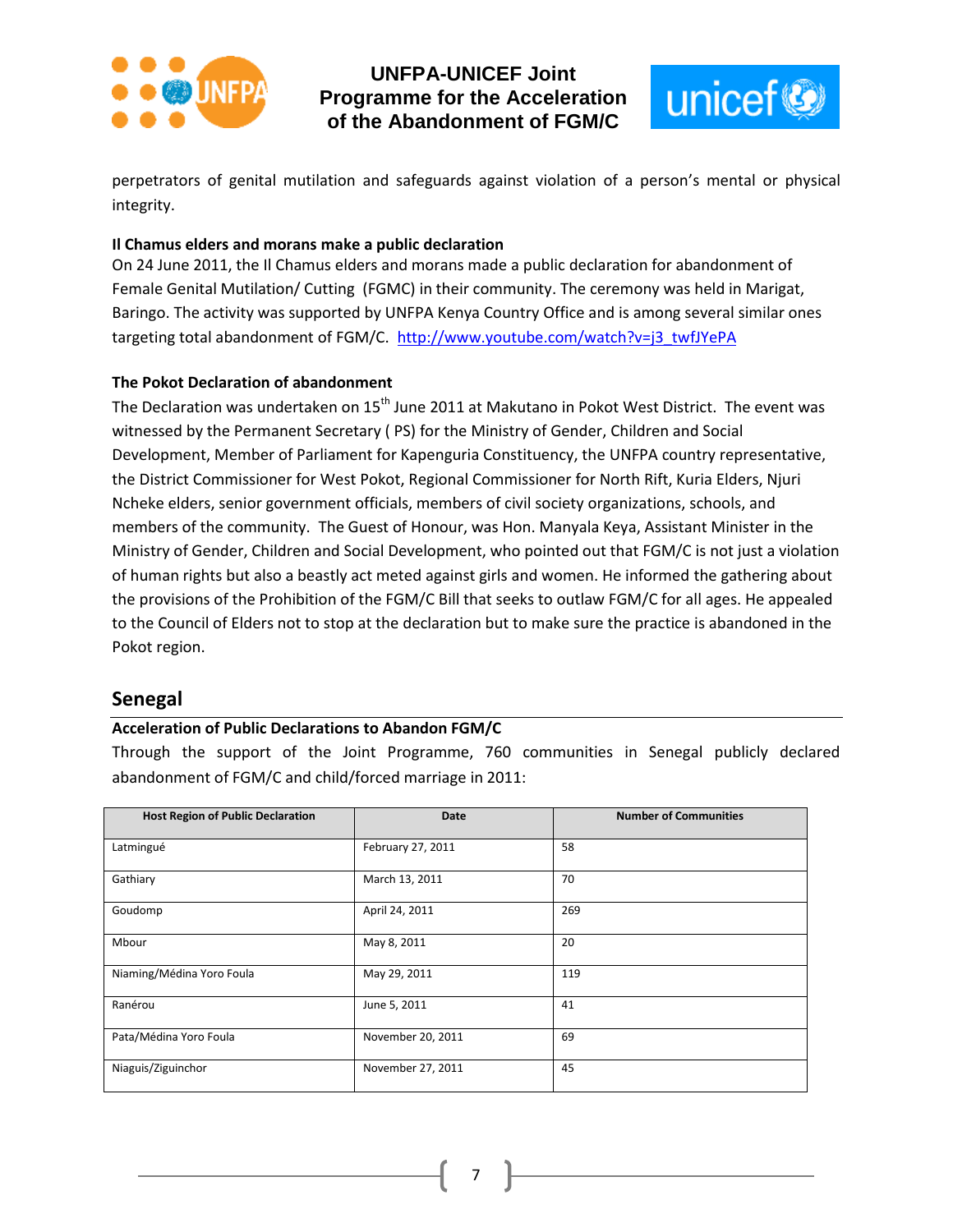perpetrators of genital mutilation and safeguards against violation of a person's mental or physical integrity.

**Il Chamus elders and morans make a public declaration**

On 24 June 2011, the Il Chamus elders and morans made a public declaration for abandonment of Female Genital Mutilation/ Cutting (FGMC) in their community. The ceremony was held in Marigat, Baringo. The activity was supported by UNFPA Kenya Country Office and is among several similar ones targeting total abandonment of FGM/C. http://www.youtube.com/watch?v=j3_twfJYePA

**The Pokot Declaration of abandonment**

The Declaration was undertaken on 15th June 2011 at Makutano in Pokot West District. The event was witnessed by the Permanent Secretary ( PS) for the Ministry of Gender, Children and Social Development, Member of Parliament for Kapenguria Constituency, the UNFPA country representative, the District Commissioner for West Pokot, Regional Commissioner for North Rift, Kuria Elders, Njuri Ncheke elders, senior government officials, members of civil society organizations, schools, and members of the community. The Guest of Honour, was Hon. Manyala Keya, Assistant Minister in the Ministry of Gender, Children and Social Development, who pointed out that FGM/C is not just a violation of human rights but also a beastly act meted against girls and women. He informed the gathering about the provisions of the Prohibition of the FGM/C Bill that seeks to outlaw FGM/C for all ages. He appealed to the Council of Elders not to stop at the declaration but to make sure the practice is abandoned in the Pokot region.

## Senegal

**Acceleration of Public Declarations to Abandon FGM/C**

Through the support of the Joint Programme, 760 communities in Senegal publicly declared abandonment of FGM/C and child/forced marriage in 2011:

| Host Region of Public Declaration | Date | Number of Communities |
|---|---|---|
| Latmingué | February 27, 2011 | 58 |
| Gathiary | March 13, 2011 | 70 |
| Goudomp | April 24, 2011 | 269 |
| Mbour | May 8, 2011 | 20 |
| Niaming/Médina Yoro Foula | May 29, 2011 | 119 |
| Ranérou | June 5, 2011 | 41 |
| Pata/Médina Yoro Foula | November 20, 2011 | 69 |
| Niaguis/Ziguinchor | November 27, 2011 | 45 |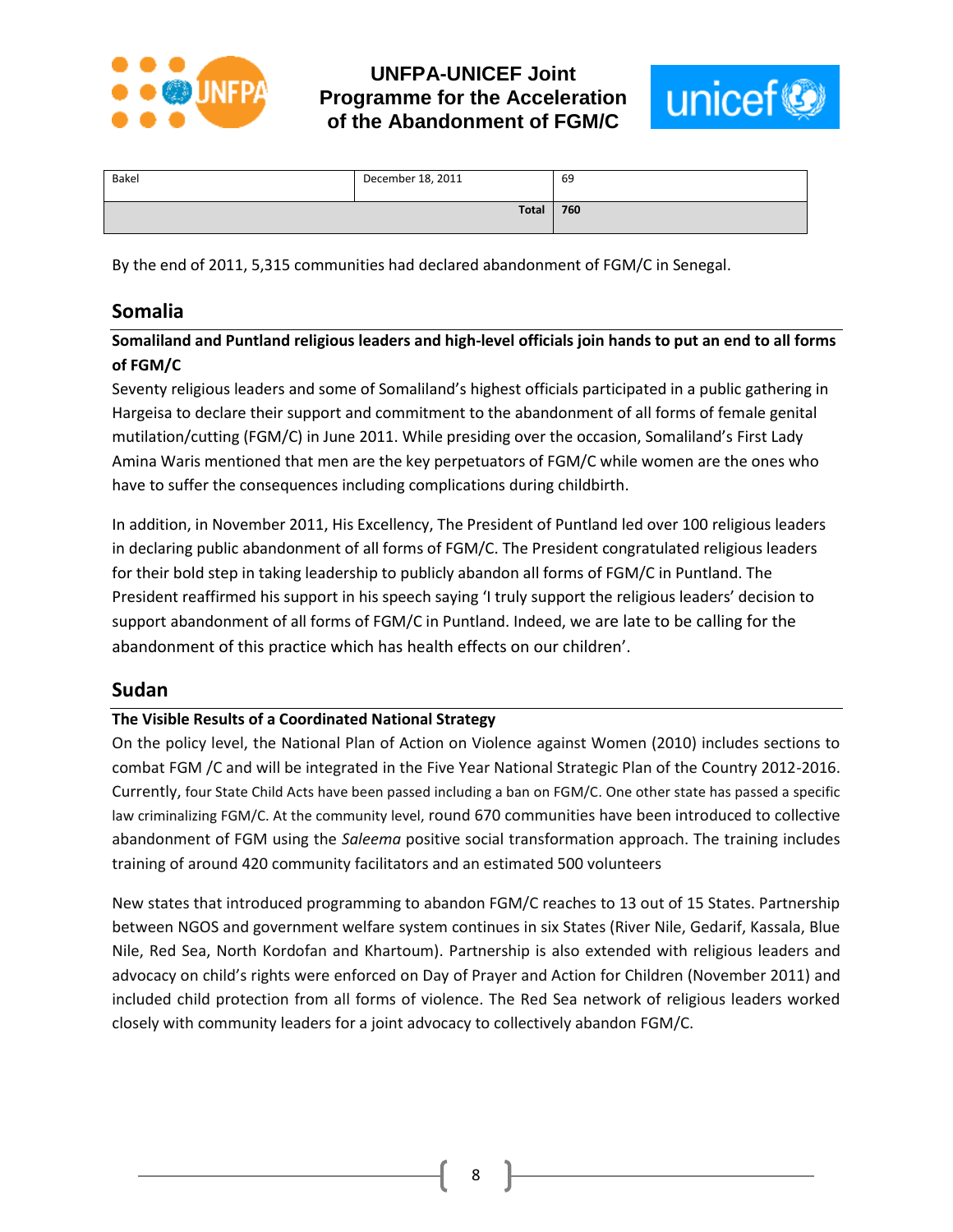| Bakel | December 18, 2011 | 69 |
| --- | --- | --- |
| | **Total** | **760** |

By the end of 2011, 5,315 communities had declared abandonment of FGM/C in Senegal.

## Somalia

**Somaliland and Puntland religious leaders and high-level officials join hands to put an end to all forms of FGM/C**

Seventy religious leaders and some of Somaliland's highest officials participated in a public gathering in Hargeisa to declare their support and commitment to the abandonment of all forms of female genital mutilation/cutting (FGM/C) in June 2011. While presiding over the occasion, Somaliland's First Lady Amina Waris mentioned that men are the key perpetuators of FGM/C while women are the ones who have to suffer the consequences including complications during childbirth.

In addition, in November 2011, His Excellency, The President of Puntland led over 100 religious leaders in declaring public abandonment of all forms of FGM/C. The President congratulated religious leaders for their bold step in taking leadership to publicly abandon all forms of FGM/C in Puntland. The President reaffirmed his support in his speech saying 'I truly support the religious leaders' decision to support abandonment of all forms of FGM/C in Puntland. Indeed, we are late to be calling for the abandonment of this practice which has health effects on our children'.

## Sudan

**The Visible Results of a Coordinated National Strategy**

On the policy level, the National Plan of Action on Violence against Women (2010) includes sections to combat FGM /C and will be integrated in the Five Year National Strategic Plan of the Country 2012-2016. Currently, four State Child Acts have been passed including a ban on FGM/C. One other state has passed a specific law criminalizing FGM/C. At the community level, round 670 communities have been introduced to collective abandonment of FGM using the *Saleema* positive social transformation approach. The training includes training of around 420 community facilitators and an estimated 500 volunteers

New states that introduced programming to abandon FGM/C reaches to 13 out of 15 States. Partnership between NGOS and government welfare system continues in six States (River Nile, Gedarif, Kassala, Blue Nile, Red Sea, North Kordofan and Khartoum). Partnership is also extended with religious leaders and advocacy on child's rights were enforced on Day of Prayer and Action for Children (November 2011) and included child protection from all forms of violence. The Red Sea network of religious leaders worked closely with community leaders for a joint advocacy to collectively abandon FGM/C.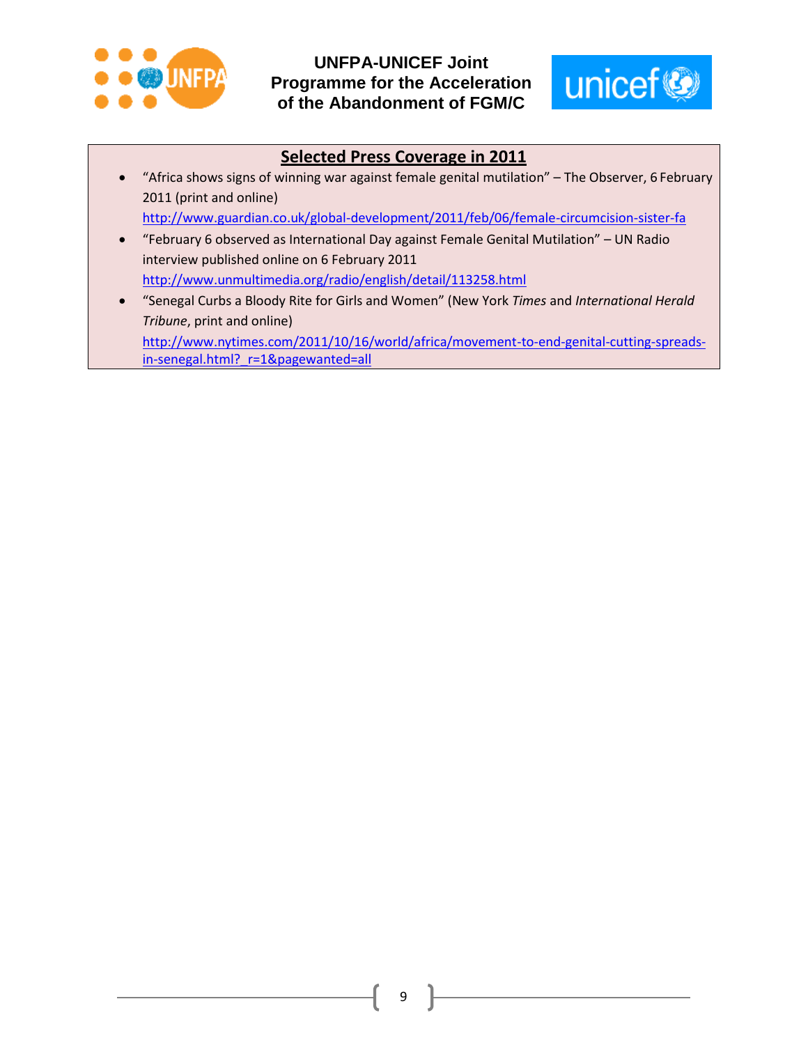## Selected Press Coverage in 2011

- "Africa shows signs of winning war against female genital mutilation" – The Observer, 6 February 2011 (print and online) http://www.guardian.co.uk/global-development/2011/feb/06/female-circumcision-sister-fa
- "February 6 observed as International Day against Female Genital Mutilation" – UN Radio interview published online on 6 February 2011 http://www.unmultimedia.org/radio/english/detail/113258.html
- "Senegal Curbs a Bloody Rite for Girls and Women" (New York *Times* and *International Herald Tribune*, print and online) http://www.nytimes.com/2011/10/16/world/africa/movement-to-end-genital-cutting-spreads-in-senegal.html?_r=1&pagewanted=all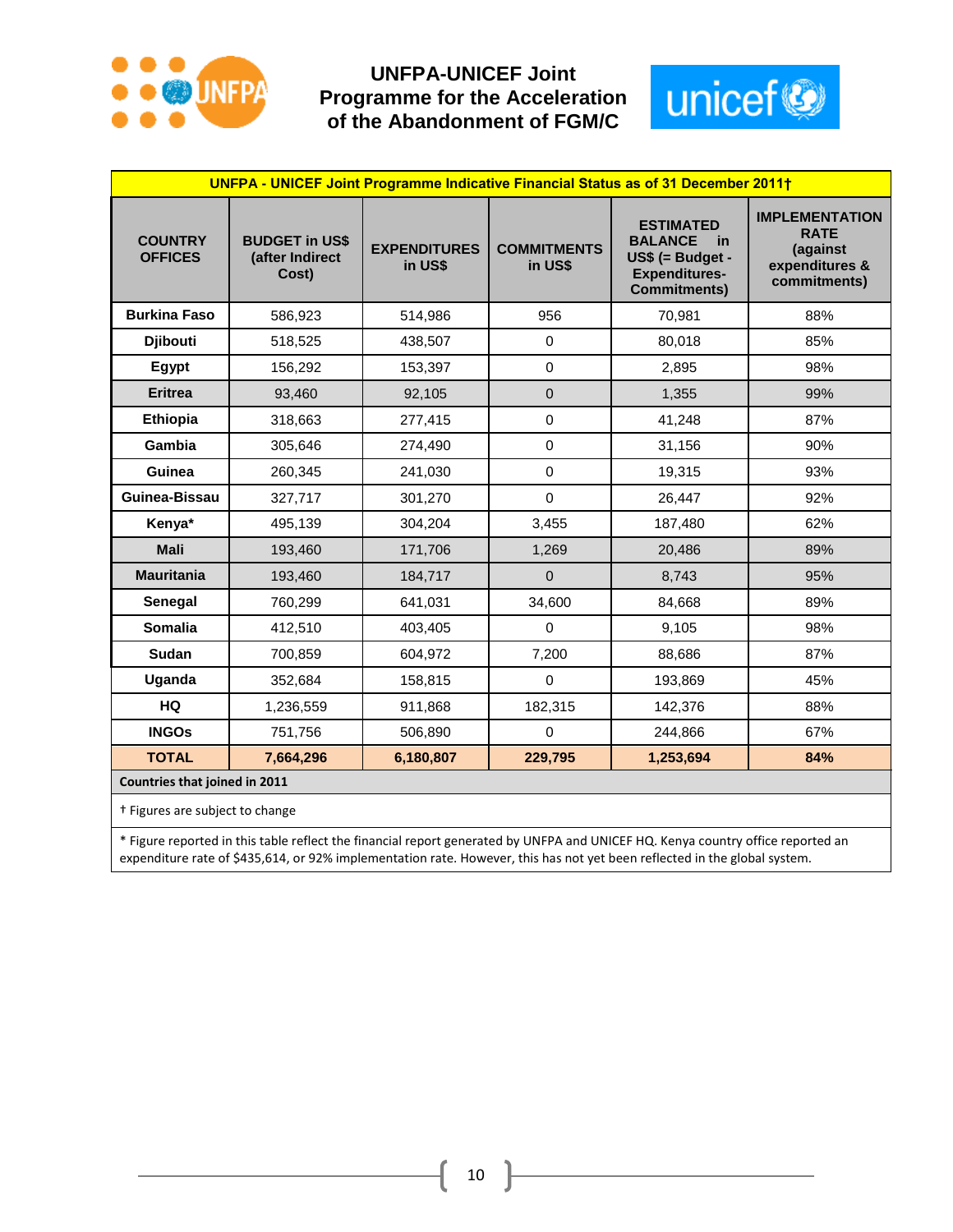# UNFPA-UNICEF Joint Programme for the Acceleration of the Abandonment of FGM/C

| UNFPA - UNICEF Joint Programme Indicative Financial Status as of 31 December 2011† | | | | | |
|---|---|---|---|---|---|
| **COUNTRY OFFICES** | **BUDGET in US$ (after Indirect Cost)** | **EXPENDITURES in US$** | **COMMITMENTS in US$** | **ESTIMATED BALANCE in US$ (= Budget - Expenditures-Commitments)** | **IMPLEMENTATION RATE (against expenditures & commitments)** |
| **Burkina Faso** | 586,923 | 514,986 | 956 | 70,981 | 88% |
| **Djibouti** | 518,525 | 438,507 | 0 | 80,018 | 85% |
| **Egypt** | 156,292 | 153,397 | 0 | 2,895 | 98% |
| **Eritrea** | 93,460 | 92,105 | 0 | 1,355 | 99% |
| **Ethiopia** | 318,663 | 277,415 | 0 | 41,248 | 87% |
| **Gambia** | 305,646 | 274,490 | 0 | 31,156 | 90% |
| **Guinea** | 260,345 | 241,030 | 0 | 19,315 | 93% |
| **Guinea-Bissau** | 327,717 | 301,270 | 0 | 26,447 | 92% |
| **Kenya*** | 495,139 | 304,204 | 3,455 | 187,480 | 62% |
| **Mali** | 193,460 | 171,706 | 1,269 | 20,486 | 89% |
| **Mauritania** | 193,460 | 184,717 | 0 | 8,743 | 95% |
| **Senegal** | 760,299 | 641,031 | 34,600 | 84,668 | 89% |
| **Somalia** | 412,510 | 403,405 | 0 | 9,105 | 98% |
| **Sudan** | 700,859 | 604,972 | 7,200 | 88,686 | 87% |
| **Uganda** | 352,684 | 158,815 | 0 | 193,869 | 45% |
| **HQ** | 1,236,559 | 911,868 | 182,315 | 142,376 | 88% |
| **INGOs** | 751,756 | 506,890 | 0 | 244,866 | 67% |
| **TOTAL** | **7,664,296** | **6,180,807** | **229,795** | **1,253,694** | **84%** |

**Countries that joined in 2011**

† Figures are subject to change

* Figure reported in this table reflect the financial report generated by UNFPA and UNICEF HQ. Kenya country office reported an expenditure rate of $435,614, or 92% implementation rate. However, this has not yet been reflected in the global system.